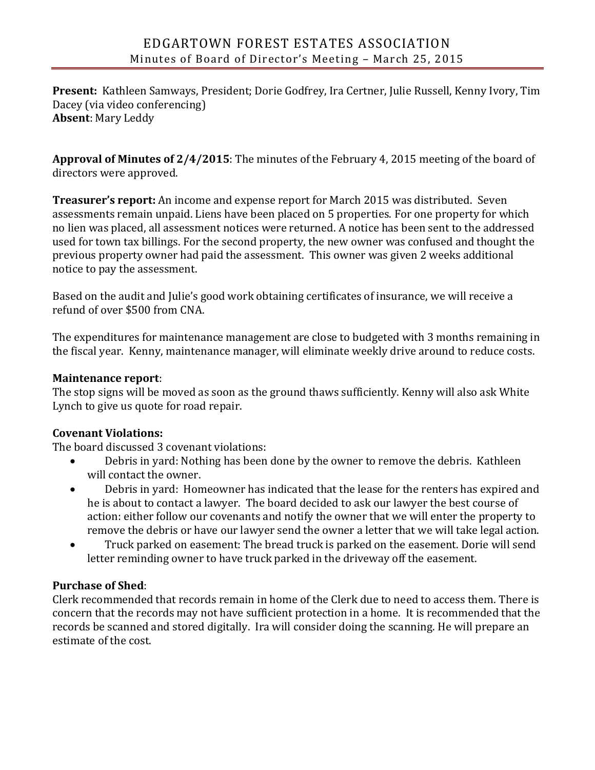# EDGARTOWN FOREST ESTATES ASSOCIATION

## Minutes of Board of Director's Meeting – March 25, 2015

**Present:** Kathleen Samways, President; Dorie Godfrey, Ira Certner, Julie Russell, Kenny Ivory, Tim Dacey (via video conferencing)
**Absent**: Mary Leddy

**Approval of Minutes of 2/4/2015**: The minutes of the February 4, 2015 meeting of the board of directors were approved.

**Treasurer's report:** An income and expense report for March 2015 was distributed. Seven assessments remain unpaid. Liens have been placed on 5 properties. For one property for which no lien was placed, all assessment notices were returned. A notice has been sent to the addressed used for town tax billings. For the second property, the new owner was confused and thought the previous property owner had paid the assessment. This owner was given 2 weeks additional notice to pay the assessment.

Based on the audit and Julie's good work obtaining certificates of insurance, we will receive a refund of over $500 from CNA.

The expenditures for maintenance management are close to budgeted with 3 months remaining in the fiscal year. Kenny, maintenance manager, will eliminate weekly drive around to reduce costs.

**Maintenance report**:
The stop signs will be moved as soon as the ground thaws sufficiently. Kenny will also ask White Lynch to give us quote for road repair.

**Covenant Violations:**
The board discussed 3 covenant violations:

- Debris in yard: Nothing has been done by the owner to remove the debris. Kathleen will contact the owner.
- Debris in yard: Homeowner has indicated that the lease for the renters has expired and he is about to contact a lawyer. The board decided to ask our lawyer the best course of action: either follow our covenants and notify the owner that we will enter the property to remove the debris or have our lawyer send the owner a letter that we will take legal action.
- Truck parked on easement: The bread truck is parked on the easement. Dorie will send letter reminding owner to have truck parked in the driveway off the easement.

**Purchase of Shed**:
Clerk recommended that records remain in home of the Clerk due to need to access them. There is concern that the records may not have sufficient protection in a home. It is recommended that the records be scanned and stored digitally. Ira will consider doing the scanning. He will prepare an estimate of the cost.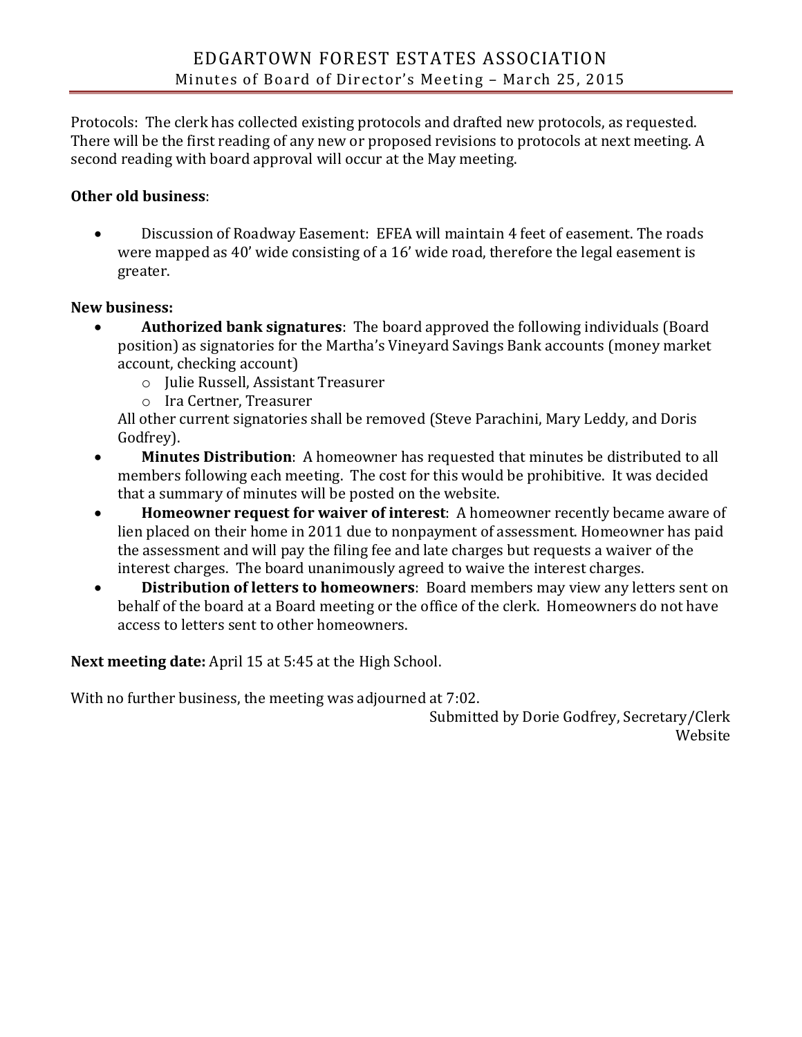Protocols: The clerk has collected existing protocols and drafted new protocols, as requested. There will be the first reading of any new or proposed revisions to protocols at next meeting. A second reading with board approval will occur at the May meeting.

**Other old business**:

- Discussion of Roadway Easement: EFEA will maintain 4 feet of easement. The roads were mapped as 40' wide consisting of a 16' wide road, therefore the legal easement is greater.

**New business:**

- **Authorized bank signatures**: The board approved the following individuals (Board position) as signatories for the Martha's Vineyard Savings Bank accounts (money market account, checking account)
  - Julie Russell, Assistant Treasurer
  - Ira Certner, Treasurer

  All other current signatories shall be removed (Steve Parachini, Mary Leddy, and Doris Godfrey).
- **Minutes Distribution**: A homeowner has requested that minutes be distributed to all members following each meeting. The cost for this would be prohibitive. It was decided that a summary of minutes will be posted on the website.
- **Homeowner request for waiver of interest**: A homeowner recently became aware of lien placed on their home in 2011 due to nonpayment of assessment. Homeowner has paid the assessment and will pay the filing fee and late charges but requests a waiver of the interest charges. The board unanimously agreed to waive the interest charges.
- **Distribution of letters to homeowners**: Board members may view any letters sent on behalf of the board at a Board meeting or the office of the clerk. Homeowners do not have access to letters sent to other homeowners.

**Next meeting date:** April 15 at 5:45 at the High School.

With no further business, the meeting was adjourned at 7:02.

Submitted by Dorie Godfrey, Secretary/Clerk
Website